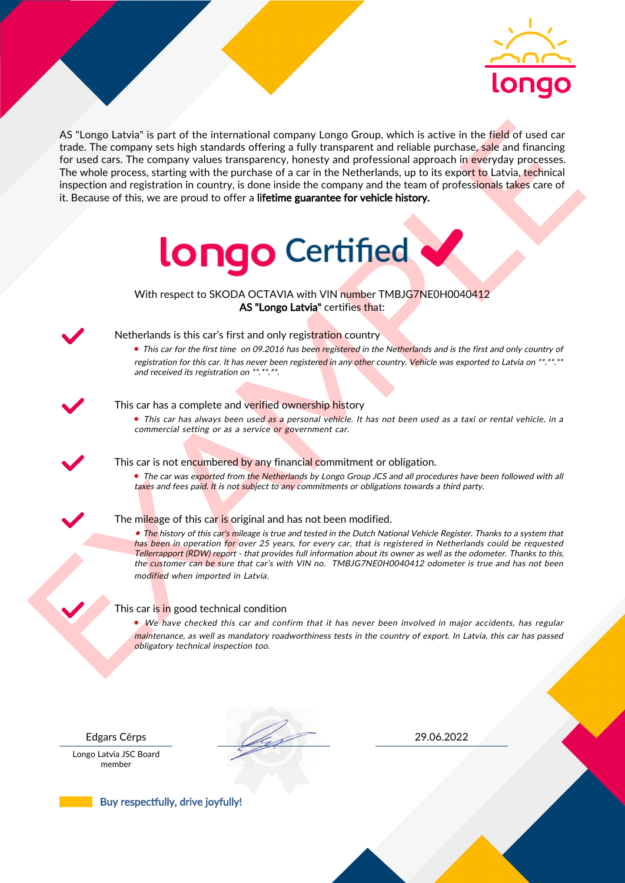longo

AS "Longo Latvia" is part of the international company Longo Group, which is active in the field of used car trade. The company sets high standards offering a fully transparent and reliable purchase, sale and financing for used cars. The company values transparency, honesty and professional approach in everyday processes. The whole process, starting with the purchase of a car in the Netherlands, up to its export to Latvia, technical inspection and registration in country, is done inside the company and the team of professionals takes care of it. Because of this, we are proud to offer a **lifetime guarantee for vehicle history.**

# longo Certified ✔

With respect to SKODA OCTAVIA with VIN number TMBJG7NE0H0040412
**AS "Longo Latvia"** certifies that:

✔ Netherlands is this car's first and only registration country

- *This car for the first time on 09.2016 has been registered in the Netherlands and is the first and only country of registration for this car. It has never been registered in any other country. Vehicle was exported to Latvia on **.**.** and received its registration on **.**.**.*

✔ This car has a complete and verified ownership history

- *This car has always been used as a personal vehicle. It has not been used as a taxi or rental vehicle, in a commercial setting or as a service or government car.*

✔ This car is not encumbered by any financial commitment or obligation.

- *The car was exported from the Netherlands by Longo Group JCS and all procedures have been followed with all taxes and fees paid. It is not subject to any commitments or obligations towards a third party.*

✔ The mileage of this car is original and has not been modified.

- *The history of this car's mileage is true and tested in the Dutch National Vehicle Register. Thanks to a system that has been in operation for over 25 years, for every car, that is registered in Netherlands could be requested Tellerrapport (RDW) report - that provides full information about its owner as well as the odometer. Thanks to this, the customer can be sure that car's with VIN no. TMBJG7NE0H0040412 odometer is true and has not been modified when imported in Latvia.*

✔ This car is in good technical condition

- *We have checked this car and confirm that it has never been involved in major accidents, has regular maintenance, as well as mandatory roadworthiness tests in the country of export. In Latvia, this car has passed obligatory technical inspection too.*

Edgars Cērps
Longo Latvia JSC Board member

29.06.2022

**Buy respectfully, drive joyfully!**

EXAMPLE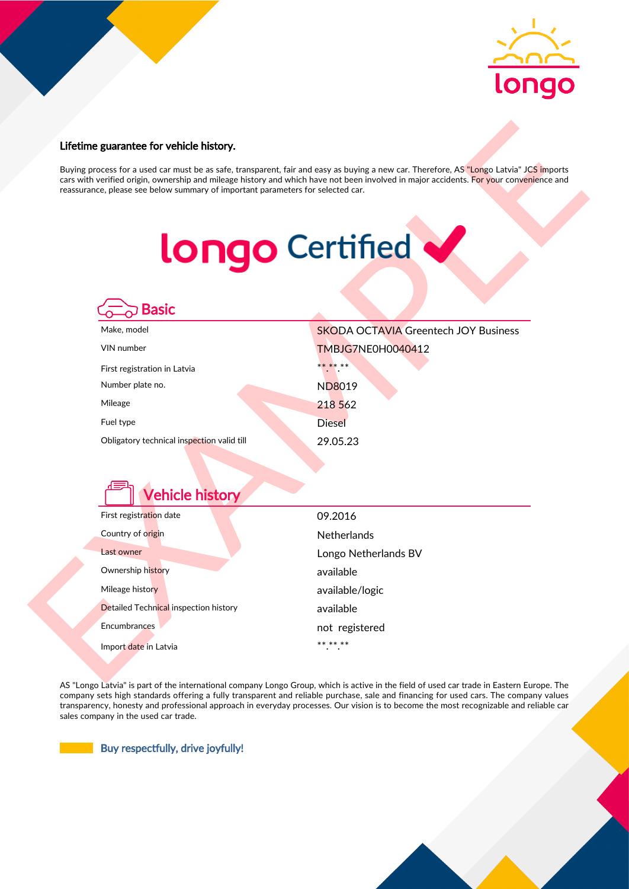## Lifetime guarantee for vehicle history.

Buying process for a used car must be as safe, transparent, fair and easy as buying a new car. Therefore, AS "Longo Latvia" JCS imports cars with verified origin, ownership and mileage history and which have not been involved in major accidents. For your convenience and reassurance, please see below summary of important parameters for selected car.

# longo Certified ✔

## Basic

| | |
|---|---|
| Make, model | SKODA OCTAVIA Greentech JOY Business |
| VIN number | TMBJG7NE0H0040412 |
| First registration in Latvia | **.**.** |
| Number plate no. | ND8019 |
| Mileage | 218 562 |
| Fuel type | Diesel |
| Obligatory technical inspection valid till | 29.05.23 |

## Vehicle history

| | |
|---|---|
| First registration date | 09.2016 |
| Country of origin | Netherlands |
| Last owner | Longo Netherlands BV |
| Ownership history | available |
| Mileage history | available/logic |
| Detailed Technical inspection history | available |
| Encumbrances | not registered |
| Import date in Latvia | **.**.** |

AS "Longo Latvia" is part of the international company Longo Group, which is active in the field of used car trade in Eastern Europe. The company sets high standards offering a fully transparent and reliable purchase, sale and financing for used cars. The company values transparency, honesty and professional approach in everyday processes. Our vision is to become the most recognizable and reliable car sales company in the used car trade.

**Buy respectfully, drive joyfully!**

EXAMPLE